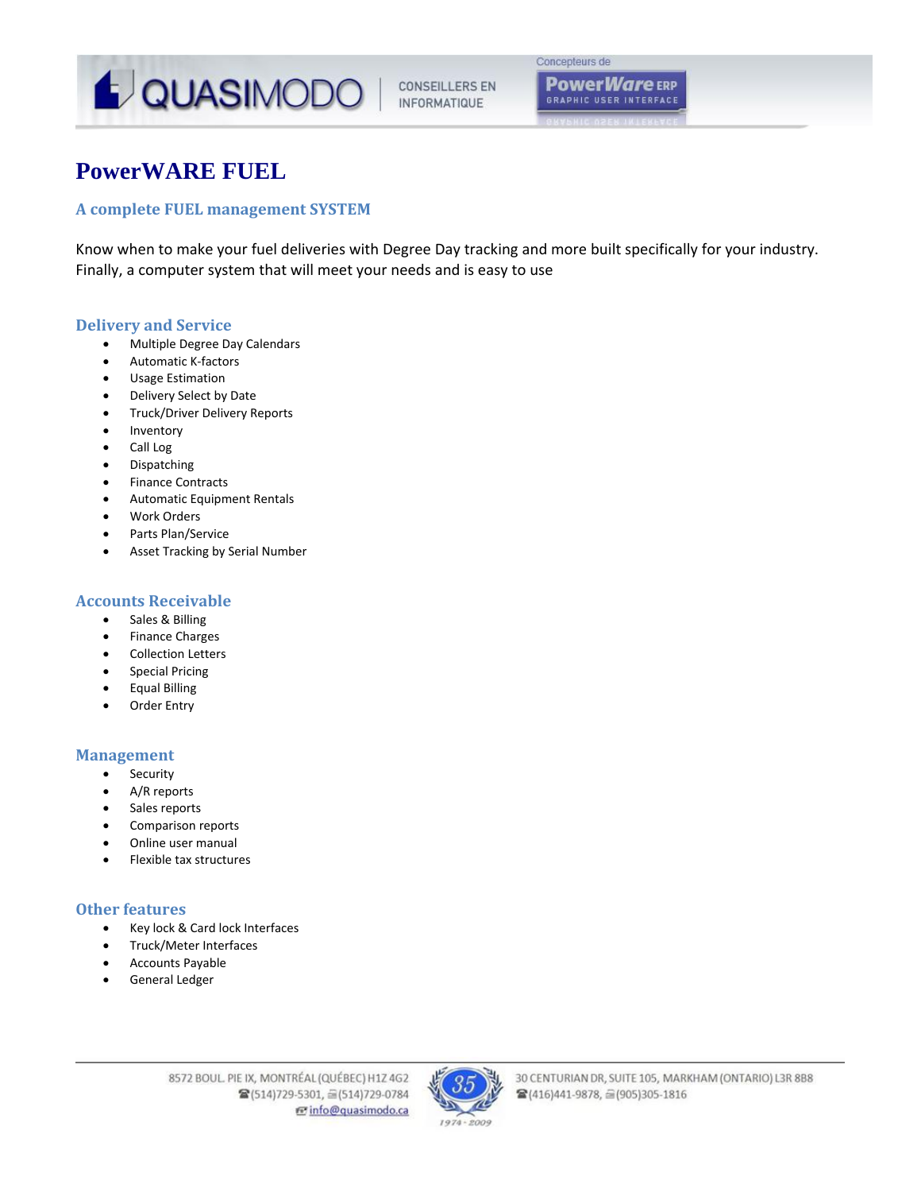# PowerWARE FUEL

## A complete FUEL management SYSTEM

Know when to make your fuel deliveries with Degree Day tracking and more built specifically for your industry. Finally, a computer system that will meet your needs and is easy to use

### Delivery and Service

- Multiple Degree Day Calendars
- Automatic K-factors
- Usage Estimation
- Delivery Select by Date
- Truck/Driver Delivery Reports
- Inventory
- Call Log
- Dispatching
- Finance Contracts
- Automatic Equipment Rentals
- Work Orders
- Parts Plan/Service
- Asset Tracking by Serial Number

### Accounts Receivable

- Sales & Billing
- Finance Charges
- Collection Letters
- Special Pricing
- Equal Billing
- Order Entry

### Management

- Security
- A/R reports
- Sales reports
- Comparison reports
- Online user manual
- Flexible tax structures

### Other features

- Key lock & Card lock Interfaces
- Truck/Meter Interfaces
- Accounts Payable
- General Ledger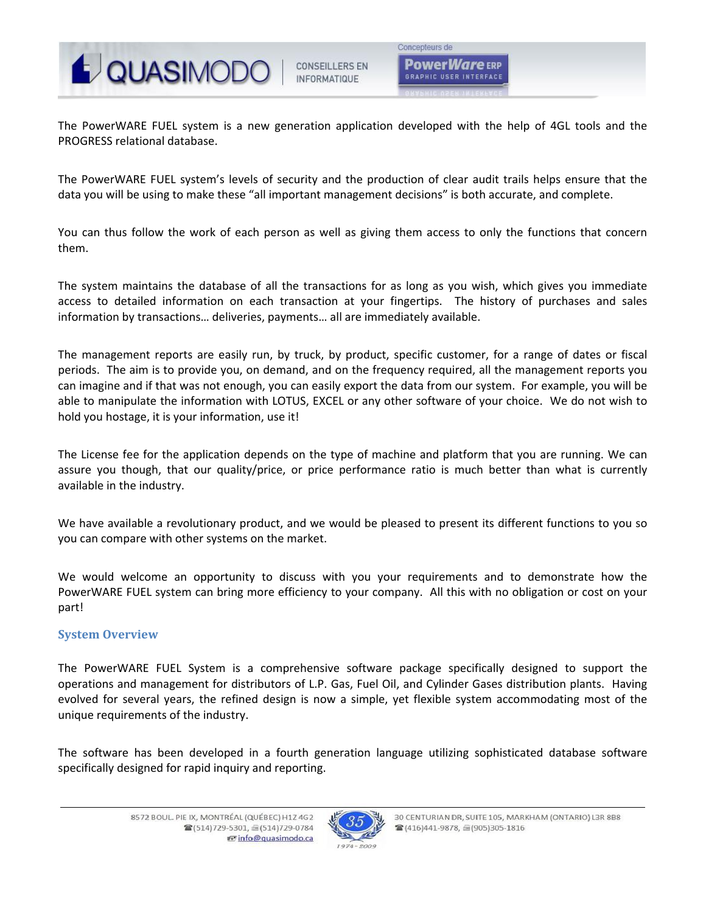The PowerWARE FUEL system is a new generation application developed with the help of 4GL tools and the PROGRESS relational database.

The PowerWARE FUEL system's levels of security and the production of clear audit trails helps ensure that the data you will be using to make these "all important management decisions" is both accurate, and complete.

You can thus follow the work of each person as well as giving them access to only the functions that concern them.

The system maintains the database of all the transactions for as long as you wish, which gives you immediate access to detailed information on each transaction at your fingertips. The history of purchases and sales information by transactions… deliveries, payments… all are immediately available.

The management reports are easily run, by truck, by product, specific customer, for a range of dates or fiscal periods. The aim is to provide you, on demand, and on the frequency required, all the management reports you can imagine and if that was not enough, you can easily export the data from our system. For example, you will be able to manipulate the information with LOTUS, EXCEL or any other software of your choice. We do not wish to hold you hostage, it is your information, use it!

The License fee for the application depends on the type of machine and platform that you are running. We can assure you though, that our quality/price, or price performance ratio is much better than what is currently available in the industry.

We have available a revolutionary product, and we would be pleased to present its different functions to you so you can compare with other systems on the market.

We would welcome an opportunity to discuss with you your requirements and to demonstrate how the PowerWARE FUEL system can bring more efficiency to your company. All this with no obligation or cost on your part!

## System Overview

The PowerWARE FUEL System is a comprehensive software package specifically designed to support the operations and management for distributors of L.P. Gas, Fuel Oil, and Cylinder Gases distribution plants. Having evolved for several years, the refined design is now a simple, yet flexible system accommodating most of the unique requirements of the industry.

The software has been developed in a fourth generation language utilizing sophisticated database software specifically designed for rapid inquiry and reporting.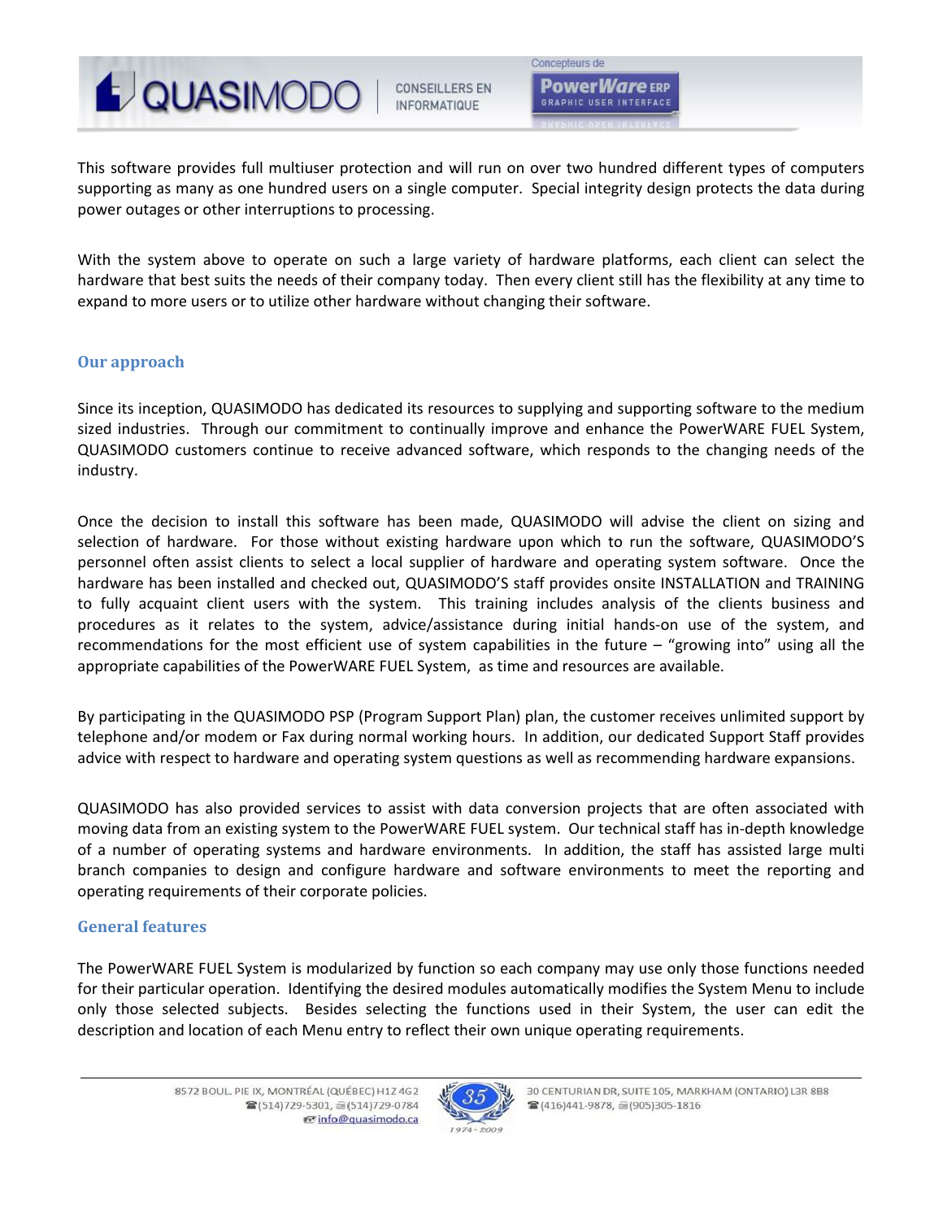This software provides full multiuser protection and will run on over two hundred different types of computers supporting as many as one hundred users on a single computer. Special integrity design protects the data during power outages or other interruptions to processing.

With the system above to operate on such a large variety of hardware platforms, each client can select the hardware that best suits the needs of their company today. Then every client still has the flexibility at any time to expand to more users or to utilize other hardware without changing their software.

## Our approach

Since its inception, QUASIMODO has dedicated its resources to supplying and supporting software to the medium sized industries. Through our commitment to continually improve and enhance the PowerWARE FUEL System, QUASIMODO customers continue to receive advanced software, which responds to the changing needs of the industry.

Once the decision to install this software has been made, QUASIMODO will advise the client on sizing and selection of hardware. For those without existing hardware upon which to run the software, QUASIMODO'S personnel often assist clients to select a local supplier of hardware and operating system software. Once the hardware has been installed and checked out, QUASIMODO'S staff provides onsite INSTALLATION and TRAINING to fully acquaint client users with the system. This training includes analysis of the clients business and procedures as it relates to the system, advice/assistance during initial hands-on use of the system, and recommendations for the most efficient use of system capabilities in the future – "growing into" using all the appropriate capabilities of the PowerWARE FUEL System, as time and resources are available.

By participating in the QUASIMODO PSP (Program Support Plan) plan, the customer receives unlimited support by telephone and/or modem or Fax during normal working hours. In addition, our dedicated Support Staff provides advice with respect to hardware and operating system questions as well as recommending hardware expansions.

QUASIMODO has also provided services to assist with data conversion projects that are often associated with moving data from an existing system to the PowerWARE FUEL system. Our technical staff has in-depth knowledge of a number of operating systems and hardware environments. In addition, the staff has assisted large multi branch companies to design and configure hardware and software environments to meet the reporting and operating requirements of their corporate policies.

## General features

The PowerWARE FUEL System is modularized by function so each company may use only those functions needed for their particular operation. Identifying the desired modules automatically modifies the System Menu to include only those selected subjects. Besides selecting the functions used in their System, the user can edit the description and location of each Menu entry to reflect their own unique operating requirements.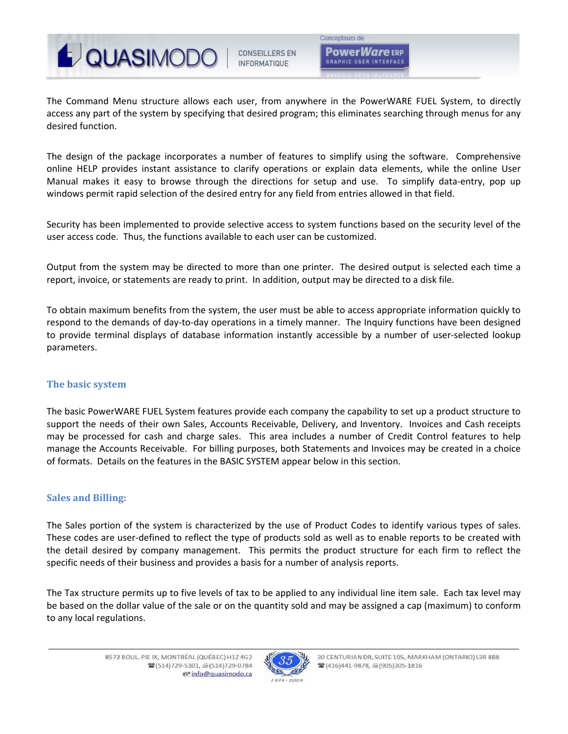The Command Menu structure allows each user, from anywhere in the PowerWARE FUEL System, to directly access any part of the system by specifying that desired program; this eliminates searching through menus for any desired function.

The design of the package incorporates a number of features to simplify using the software. Comprehensive online HELP provides instant assistance to clarify operations or explain data elements, while the online User Manual makes it easy to browse through the directions for setup and use. To simplify data-entry, pop up windows permit rapid selection of the desired entry for any field from entries allowed in that field.

Security has been implemented to provide selective access to system functions based on the security level of the user access code. Thus, the functions available to each user can be customized.

Output from the system may be directed to more than one printer. The desired output is selected each time a report, invoice, or statements are ready to print. In addition, output may be directed to a disk file.

To obtain maximum benefits from the system, the user must be able to access appropriate information quickly to respond to the demands of day-to-day operations in a timely manner. The Inquiry functions have been designed to provide terminal displays of database information instantly accessible by a number of user-selected lookup parameters.

## The basic system

The basic PowerWARE FUEL System features provide each company the capability to set up a product structure to support the needs of their own Sales, Accounts Receivable, Delivery, and Inventory. Invoices and Cash receipts may be processed for cash and charge sales. This area includes a number of Credit Control features to help manage the Accounts Receivable. For billing purposes, both Statements and Invoices may be created in a choice of formats. Details on the features in the BASIC SYSTEM appear below in this section.

## Sales and Billing:

The Sales portion of the system is characterized by the use of Product Codes to identify various types of sales. These codes are user-defined to reflect the type of products sold as well as to enable reports to be created with the detail desired by company management. This permits the product structure for each firm to reflect the specific needs of their business and provides a basis for a number of analysis reports.

The Tax structure permits up to five levels of tax to be applied to any individual line item sale. Each tax level may be based on the dollar value of the sale or on the quantity sold and may be assigned a cap (maximum) to conform to any local regulations.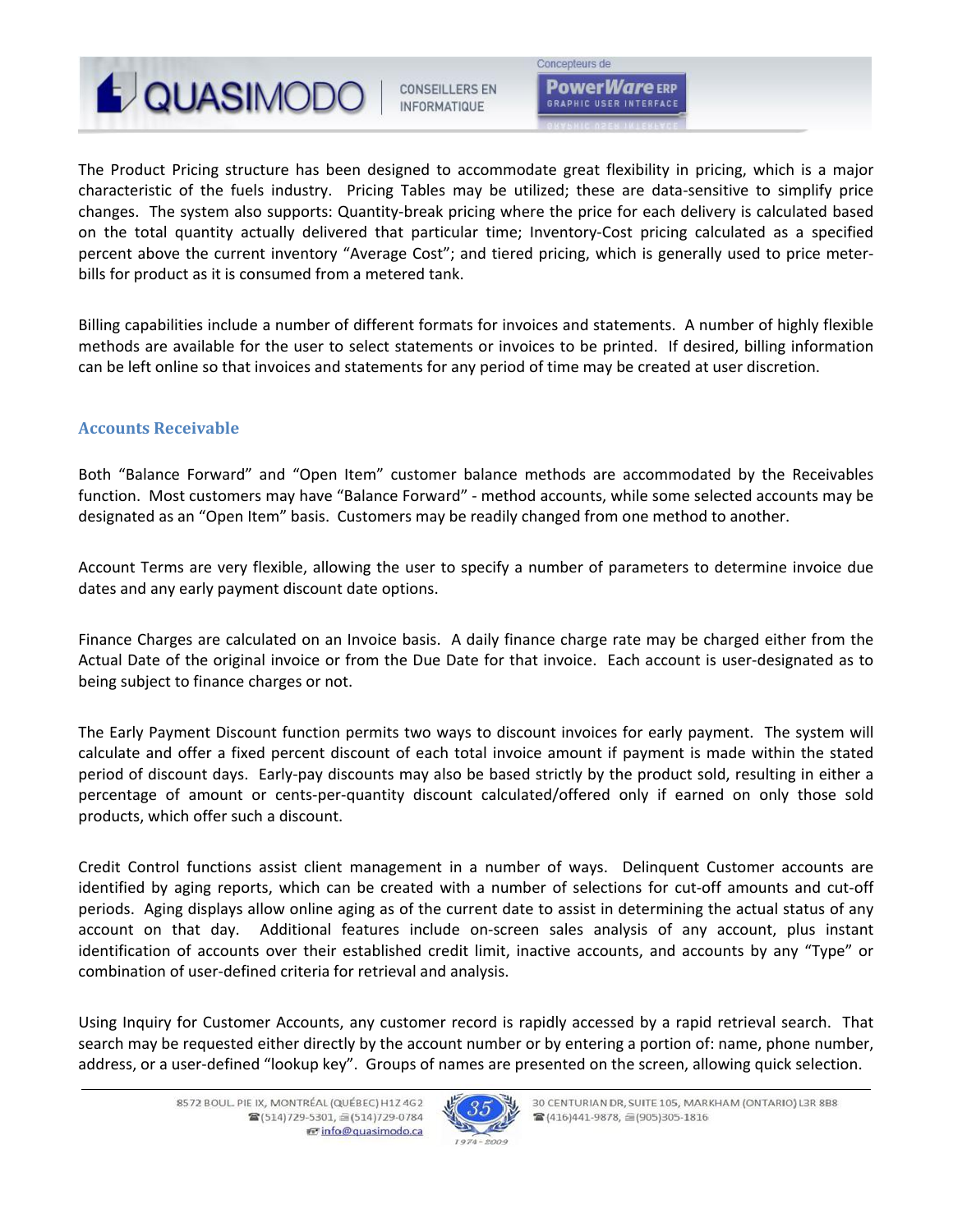The Product Pricing structure has been designed to accommodate great flexibility in pricing, which is a major characteristic of the fuels industry. Pricing Tables may be utilized; these are data-sensitive to simplify price changes. The system also supports: Quantity-break pricing where the price for each delivery is calculated based on the total quantity actually delivered that particular time; Inventory-Cost pricing calculated as a specified percent above the current inventory "Average Cost"; and tiered pricing, which is generally used to price meter-bills for product as it is consumed from a metered tank.

Billing capabilities include a number of different formats for invoices and statements. A number of highly flexible methods are available for the user to select statements or invoices to be printed. If desired, billing information can be left online so that invoices and statements for any period of time may be created at user discretion.

## Accounts Receivable

Both "Balance Forward" and "Open Item" customer balance methods are accommodated by the Receivables function. Most customers may have "Balance Forward" - method accounts, while some selected accounts may be designated as an "Open Item" basis. Customers may be readily changed from one method to another.

Account Terms are very flexible, allowing the user to specify a number of parameters to determine invoice due dates and any early payment discount date options.

Finance Charges are calculated on an Invoice basis. A daily finance charge rate may be charged either from the Actual Date of the original invoice or from the Due Date for that invoice. Each account is user-designated as to being subject to finance charges or not.

The Early Payment Discount function permits two ways to discount invoices for early payment. The system will calculate and offer a fixed percent discount of each total invoice amount if payment is made within the stated period of discount days. Early-pay discounts may also be based strictly by the product sold, resulting in either a percentage of amount or cents-per-quantity discount calculated/offered only if earned on only those sold products, which offer such a discount.

Credit Control functions assist client management in a number of ways. Delinquent Customer accounts are identified by aging reports, which can be created with a number of selections for cut-off amounts and cut-off periods. Aging displays allow online aging as of the current date to assist in determining the actual status of any account on that day. Additional features include on-screen sales analysis of any account, plus instant identification of accounts over their established credit limit, inactive accounts, and accounts by any "Type" or combination of user-defined criteria for retrieval and analysis.

Using Inquiry for Customer Accounts, any customer record is rapidly accessed by a rapid retrieval search. That search may be requested either directly by the account number or by entering a portion of: name, phone number, address, or a user-defined "lookup key". Groups of names are presented on the screen, allowing quick selection.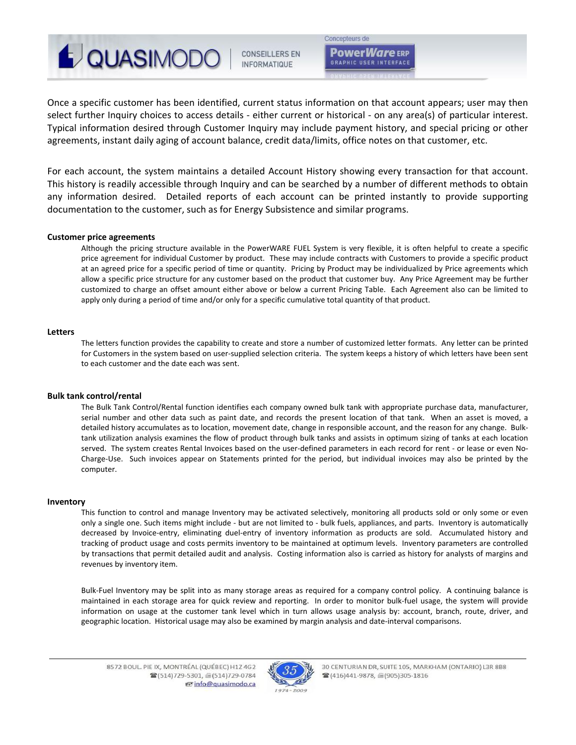Once a specific customer has been identified, current status information on that account appears; user may then select further Inquiry choices to access details - either current or historical - on any area(s) of particular interest. Typical information desired through Customer Inquiry may include payment history, and special pricing or other agreements, instant daily aging of account balance, credit data/limits, office notes on that customer, etc.

For each account, the system maintains a detailed Account History showing every transaction for that account. This history is readily accessible through Inquiry and can be searched by a number of different methods to obtain any information desired. Detailed reports of each account can be printed instantly to provide supporting documentation to the customer, such as for Energy Subsistence and similar programs.

**Customer price agreements**

Although the pricing structure available in the PowerWARE FUEL System is very flexible, it is often helpful to create a specific price agreement for individual Customer by product. These may include contracts with Customers to provide a specific product at an agreed price for a specific period of time or quantity. Pricing by Product may be individualized by Price agreements which allow a specific price structure for any customer based on the product that customer buy. Any Price Agreement may be further customized to charge an offset amount either above or below a current Pricing Table. Each Agreement also can be limited to apply only during a period of time and/or only for a specific cumulative total quantity of that product.

**Letters**

The letters function provides the capability to create and store a number of customized letter formats. Any letter can be printed for Customers in the system based on user-supplied selection criteria. The system keeps a history of which letters have been sent to each customer and the date each was sent.

**Bulk tank control/rental**

The Bulk Tank Control/Rental function identifies each company owned bulk tank with appropriate purchase data, manufacturer, serial number and other data such as paint date, and records the present location of that tank. When an asset is moved, a detailed history accumulates as to location, movement date, change in responsible account, and the reason for any change. Bulk-tank utilization analysis examines the flow of product through bulk tanks and assists in optimum sizing of tanks at each location served. The system creates Rental Invoices based on the user-defined parameters in each record for rent - or lease or even No-Charge-Use. Such invoices appear on Statements printed for the period, but individual invoices may also be printed by the computer.

**Inventory**

This function to control and manage Inventory may be activated selectively, monitoring all products sold or only some or even only a single one. Such items might include - but are not limited to - bulk fuels, appliances, and parts. Inventory is automatically decreased by Invoice-entry, eliminating duel-entry of inventory information as products are sold. Accumulated history and tracking of product usage and costs permits inventory to be maintained at optimum levels. Inventory parameters are controlled by transactions that permit detailed audit and analysis. Costing information also is carried as history for analysts of margins and revenues by inventory item.

Bulk-Fuel Inventory may be split into as many storage areas as required for a company control policy. A continuing balance is maintained in each storage area for quick review and reporting. In order to monitor bulk-fuel usage, the system will provide information on usage at the customer tank level which in turn allows usage analysis by: account, branch, route, driver, and geographic location. Historical usage may also be examined by margin analysis and date-interval comparisons.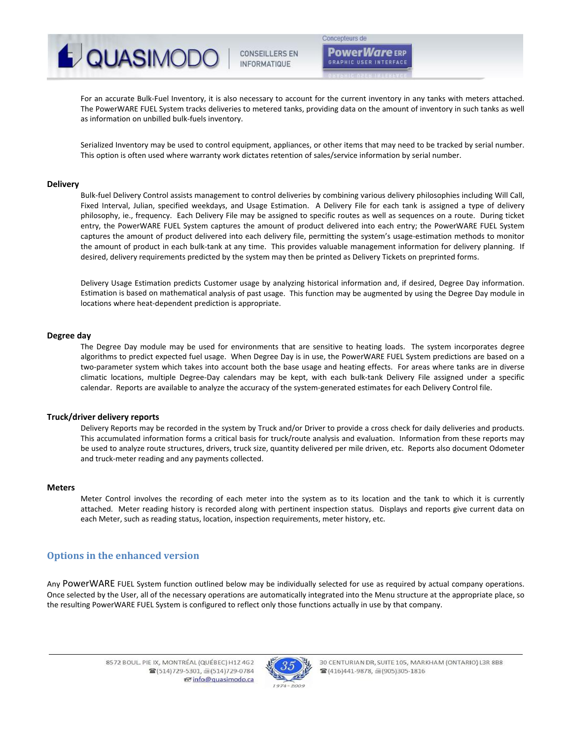For an accurate Bulk-Fuel Inventory, it is also necessary to account for the current inventory in any tanks with meters attached. The PowerWARE FUEL System tracks deliveries to metered tanks, providing data on the amount of inventory in such tanks as well as information on unbilled bulk-fuels inventory.

Serialized Inventory may be used to control equipment, appliances, or other items that may need to be tracked by serial number. This option is often used where warranty work dictates retention of sales/service information by serial number.

**Delivery**

Bulk-fuel Delivery Control assists management to control deliveries by combining various delivery philosophies including Will Call, Fixed Interval, Julian, specified weekdays, and Usage Estimation. A Delivery File for each tank is assigned a type of delivery philosophy, ie., frequency. Each Delivery File may be assigned to specific routes as well as sequences on a route. During ticket entry, the PowerWARE FUEL System captures the amount of product delivered into each entry; the PowerWARE FUEL System captures the amount of product delivered into each delivery file, permitting the system's usage-estimation methods to monitor the amount of product in each bulk-tank at any time. This provides valuable management information for delivery planning. If desired, delivery requirements predicted by the system may then be printed as Delivery Tickets on preprinted forms.

Delivery Usage Estimation predicts Customer usage by analyzing historical information and, if desired, Degree Day information. Estimation is based on mathematical analysis of past usage. This function may be augmented by using the Degree Day module in locations where heat-dependent prediction is appropriate.

**Degree day**

The Degree Day module may be used for environments that are sensitive to heating loads. The system incorporates degree algorithms to predict expected fuel usage. When Degree Day is in use, the PowerWARE FUEL System predictions are based on a two-parameter system which takes into account both the base usage and heating effects. For areas where tanks are in diverse climatic locations, multiple Degree-Day calendars may be kept, with each bulk-tank Delivery File assigned under a specific calendar. Reports are available to analyze the accuracy of the system-generated estimates for each Delivery Control file.

**Truck/driver delivery reports**

Delivery Reports may be recorded in the system by Truck and/or Driver to provide a cross check for daily deliveries and products. This accumulated information forms a critical basis for truck/route analysis and evaluation. Information from these reports may be used to analyze route structures, drivers, truck size, quantity delivered per mile driven, etc. Reports also document Odometer and truck-meter reading and any payments collected.

**Meters**

Meter Control involves the recording of each meter into the system as to its location and the tank to which it is currently attached. Meter reading history is recorded along with pertinent inspection status. Displays and reports give current data on each Meter, such as reading status, location, inspection requirements, meter history, etc.

## Options in the enhanced version

Any PowerWARE FUEL System function outlined below may be individually selected for use as required by actual company operations. Once selected by the User, all of the necessary operations are automatically integrated into the Menu structure at the appropriate place, so the resulting PowerWARE FUEL System is configured to reflect only those functions actually in use by that company.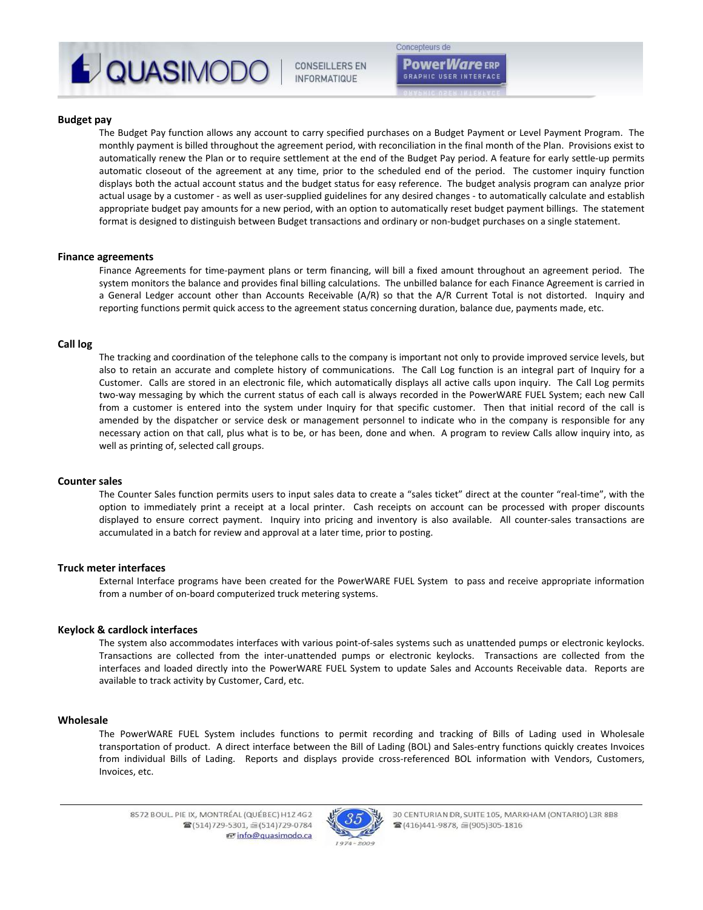## Budget pay

The Budget Pay function allows any account to carry specified purchases on a Budget Payment or Level Payment Program. The monthly payment is billed throughout the agreement period, with reconciliation in the final month of the Plan. Provisions exist to automatically renew the Plan or to require settlement at the end of the Budget Pay period. A feature for early settle-up permits automatic closeout of the agreement at any time, prior to the scheduled end of the period. The customer inquiry function displays both the actual account status and the budget status for easy reference. The budget analysis program can analyze prior actual usage by a customer - as well as user-supplied guidelines for any desired changes - to automatically calculate and establish appropriate budget pay amounts for a new period, with an option to automatically reset budget payment billings. The statement format is designed to distinguish between Budget transactions and ordinary or non-budget purchases on a single statement.

## Finance agreements

Finance Agreements for time-payment plans or term financing, will bill a fixed amount throughout an agreement period. The system monitors the balance and provides final billing calculations. The unbilled balance for each Finance Agreement is carried in a General Ledger account other than Accounts Receivable (A/R) so that the A/R Current Total is not distorted. Inquiry and reporting functions permit quick access to the agreement status concerning duration, balance due, payments made, etc.

## Call log

The tracking and coordination of the telephone calls to the company is important not only to provide improved service levels, but also to retain an accurate and complete history of communications. The Call Log function is an integral part of Inquiry for a Customer. Calls are stored in an electronic file, which automatically displays all active calls upon inquiry. The Call Log permits two-way messaging by which the current status of each call is always recorded in the PowerWARE FUEL System; each new Call from a customer is entered into the system under Inquiry for that specific customer. Then that initial record of the call is amended by the dispatcher or service desk or management personnel to indicate who in the company is responsible for any necessary action on that call, plus what is to be, or has been, done and when. A program to review Calls allow inquiry into, as well as printing of, selected call groups.

## Counter sales

The Counter Sales function permits users to input sales data to create a "sales ticket" direct at the counter "real-time", with the option to immediately print a receipt at a local printer. Cash receipts on account can be processed with proper discounts displayed to ensure correct payment. Inquiry into pricing and inventory is also available. All counter-sales transactions are accumulated in a batch for review and approval at a later time, prior to posting.

## Truck meter interfaces

External Interface programs have been created for the PowerWARE FUEL System to pass and receive appropriate information from a number of on-board computerized truck metering systems.

## Keylock & cardlock interfaces

The system also accommodates interfaces with various point-of-sales systems such as unattended pumps or electronic keylocks. Transactions are collected from the inter-unattended pumps or electronic keylocks. Transactions are collected from the interfaces and loaded directly into the PowerWARE FUEL System to update Sales and Accounts Receivable data. Reports are available to track activity by Customer, Card, etc.

## Wholesale

The PowerWARE FUEL System includes functions to permit recording and tracking of Bills of Lading used in Wholesale transportation of product. A direct interface between the Bill of Lading (BOL) and Sales-entry functions quickly creates Invoices from individual Bills of Lading. Reports and displays provide cross-referenced BOL information with Vendors, Customers, Invoices, etc.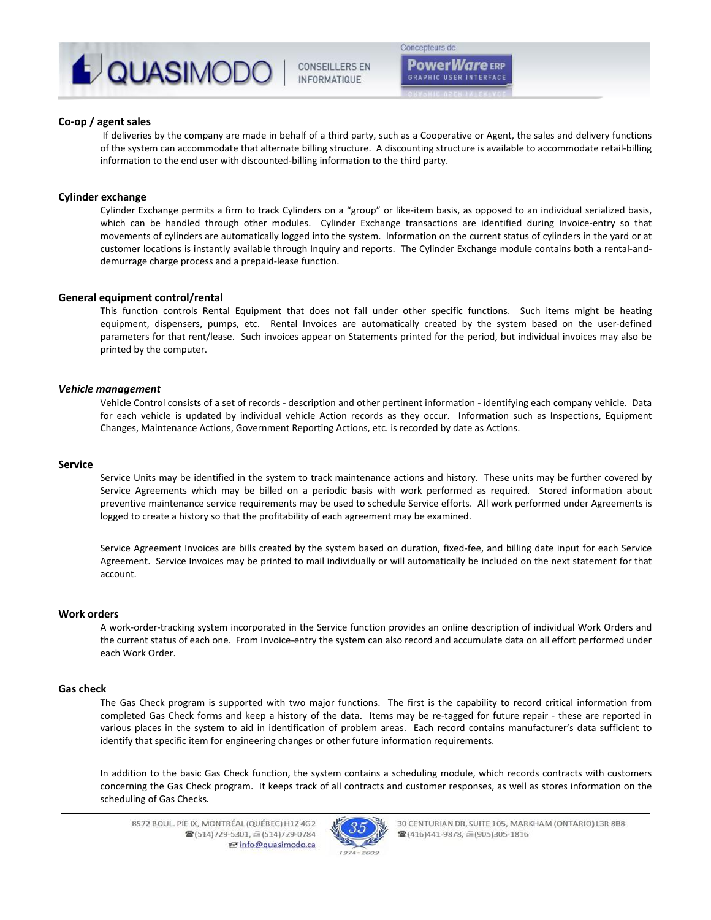## Co-op / agent sales

If deliveries by the company are made in behalf of a third party, such as a Cooperative or Agent, the sales and delivery functions of the system can accommodate that alternate billing structure. A discounting structure is available to accommodate retail-billing information to the end user with discounted-billing information to the third party.

## Cylinder exchange

Cylinder Exchange permits a firm to track Cylinders on a "group" or like-item basis, as opposed to an individual serialized basis, which can be handled through other modules. Cylinder Exchange transactions are identified during Invoice-entry so that movements of cylinders are automatically logged into the system. Information on the current status of cylinders in the yard or at customer locations is instantly available through Inquiry and reports. The Cylinder Exchange module contains both a rental-and-demurrage charge process and a prepaid-lease function.

## General equipment control/rental

This function controls Rental Equipment that does not fall under other specific functions. Such items might be heating equipment, dispensers, pumps, etc. Rental Invoices are automatically created by the system based on the user-defined parameters for that rent/lease. Such invoices appear on Statements printed for the period, but individual invoices may also be printed by the computer.

## *Vehicle management*

Vehicle Control consists of a set of records - description and other pertinent information - identifying each company vehicle. Data for each vehicle is updated by individual vehicle Action records as they occur. Information such as Inspections, Equipment Changes, Maintenance Actions, Government Reporting Actions, etc. is recorded by date as Actions.

## Service

Service Units may be identified in the system to track maintenance actions and history. These units may be further covered by Service Agreements which may be billed on a periodic basis with work performed as required. Stored information about preventive maintenance service requirements may be used to schedule Service efforts. All work performed under Agreements is logged to create a history so that the profitability of each agreement may be examined.

Service Agreement Invoices are bills created by the system based on duration, fixed-fee, and billing date input for each Service Agreement. Service Invoices may be printed to mail individually or will automatically be included on the next statement for that account.

## Work orders

A work-order-tracking system incorporated in the Service function provides an online description of individual Work Orders and the current status of each one. From Invoice-entry the system can also record and accumulate data on all effort performed under each Work Order.

## Gas check

The Gas Check program is supported with two major functions. The first is the capability to record critical information from completed Gas Check forms and keep a history of the data. Items may be re-tagged for future repair - these are reported in various places in the system to aid in identification of problem areas. Each record contains manufacturer's data sufficient to identify that specific item for engineering changes or other future information requirements.

In addition to the basic Gas Check function, the system contains a scheduling module, which records contracts with customers concerning the Gas Check program. It keeps track of all contracts and customer responses, as well as stores information on the scheduling of Gas Checks.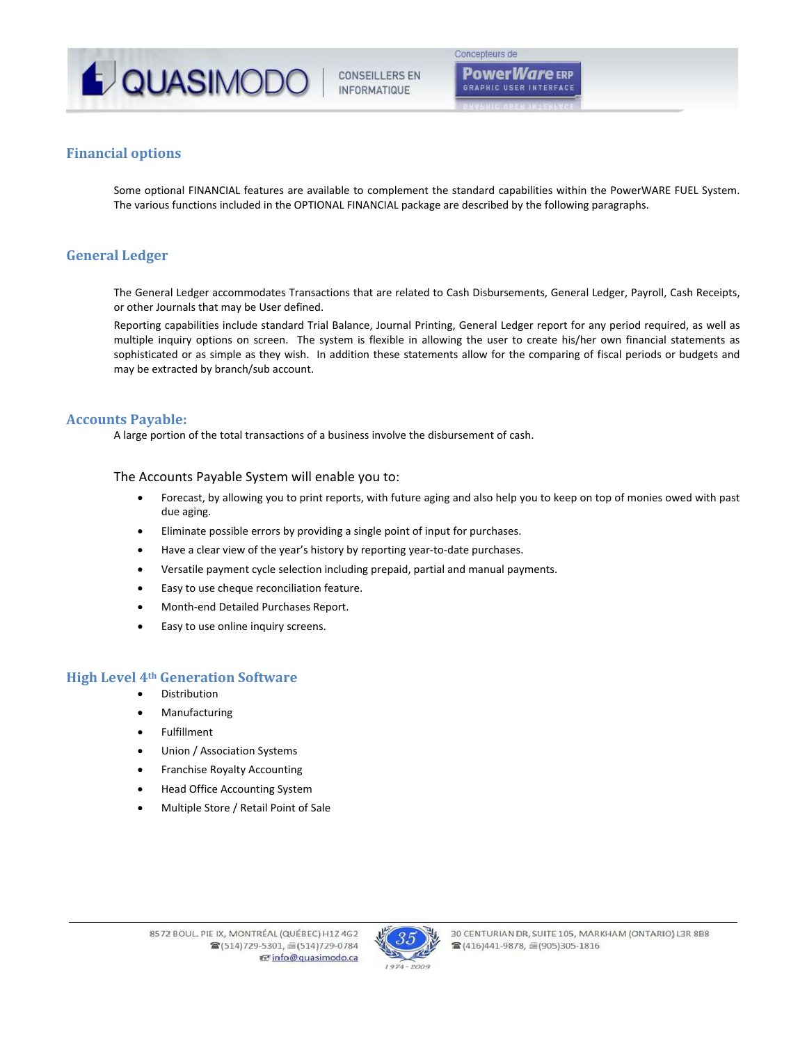## Financial options

Some optional FINANCIAL features are available to complement the standard capabilities within the PowerWARE FUEL System. The various functions included in the OPTIONAL FINANCIAL package are described by the following paragraphs.

## General Ledger

The General Ledger accommodates Transactions that are related to Cash Disbursements, General Ledger, Payroll, Cash Receipts, or other Journals that may be User defined.

Reporting capabilities include standard Trial Balance, Journal Printing, General Ledger report for any period required, as well as multiple inquiry options on screen. The system is flexible in allowing the user to create his/her own financial statements as sophisticated or as simple as they wish. In addition these statements allow for the comparing of fiscal periods or budgets and may be extracted by branch/sub account.

## Accounts Payable:

A large portion of the total transactions of a business involve the disbursement of cash.

The Accounts Payable System will enable you to:

- Forecast, by allowing you to print reports, with future aging and also help you to keep on top of monies owed with past due aging.
- Eliminate possible errors by providing a single point of input for purchases.
- Have a clear view of the year's history by reporting year-to-date purchases.
- Versatile payment cycle selection including prepaid, partial and manual payments.
- Easy to use cheque reconciliation feature.
- Month-end Detailed Purchases Report.
- Easy to use online inquiry screens.

## High Level 4th Generation Software

- Distribution
- Manufacturing
- Fulfillment
- Union / Association Systems
- Franchise Royalty Accounting
- Head Office Accounting System
- Multiple Store / Retail Point of Sale